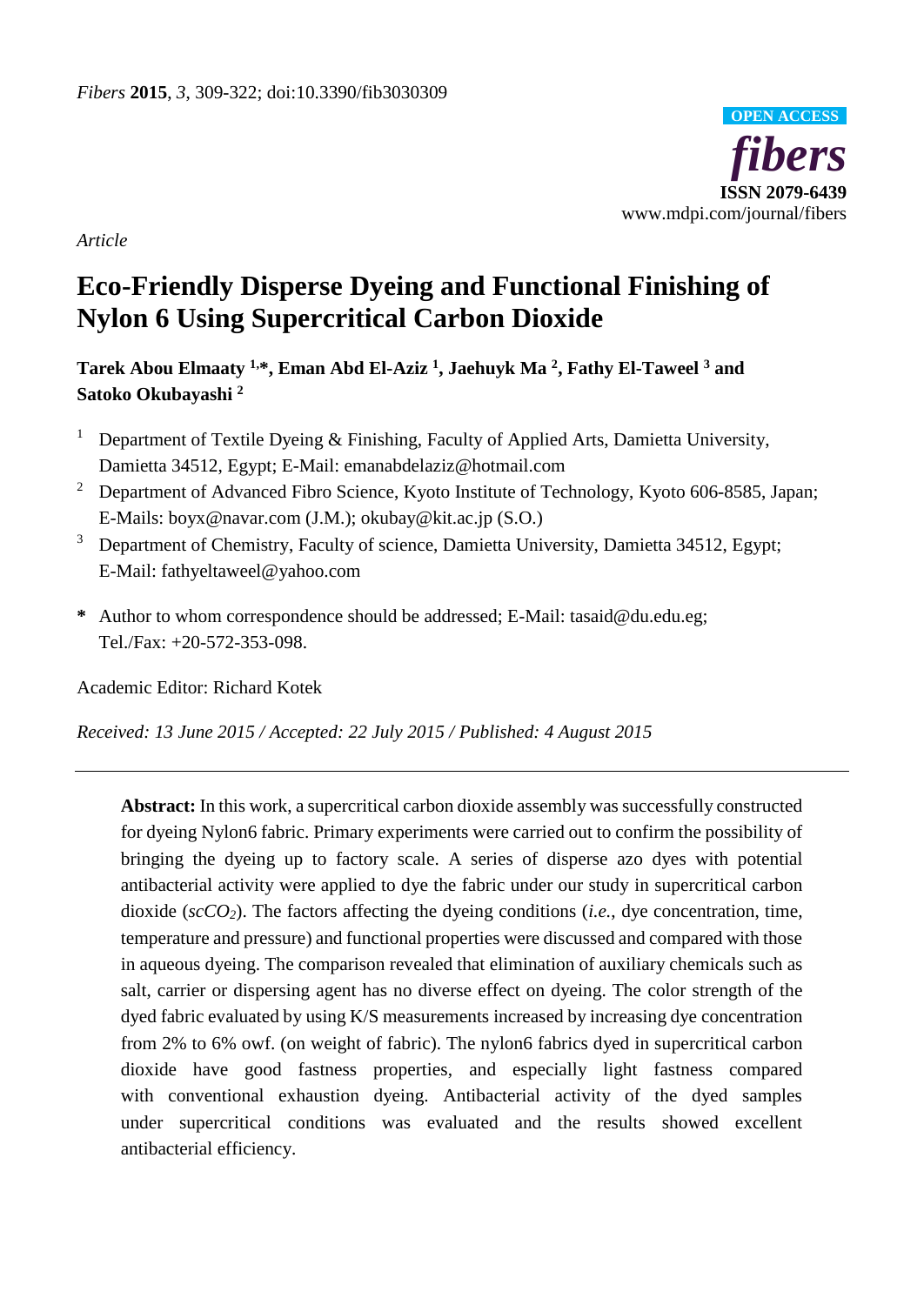*Article*

# Eco-Friendly Disperse Dyeing and Functional Finishing of Nylon 6 Using Supercritical Carbon Dioxide

**Tarek Abou Elmaaty [1,*], Eman Abd El-Aziz [1], Jaehuyk Ma [2], Fathy El-Taweel [3] and Satoko Okubayashi [2]**

[1] Department of Textile Dyeing & Finishing, Faculty of Applied Arts, Damietta University, Damietta 34512, Egypt; E-Mail: emanabdelaziz@hotmail.com

[2] Department of Advanced Fibro Science, Kyoto Institute of Technology, Kyoto 606-8585, Japan; E-Mails: boyx@navar.com (J.M.); okubay@kit.ac.jp (S.O.)

[3] Department of Chemistry, Faculty of science, Damietta University, Damietta 34512, Egypt; E-Mail: fathyeltaweel@yahoo.com

**\*** Author to whom correspondence should be addressed; E-Mail: tasaid@du.edu.eg; Tel./Fax: +20-572-353-098.

Academic Editor: Richard Kotek

*Received: 13 June 2015 / Accepted: 22 July 2015 / Published: 4 August 2015*

---

**Abstract:** In this work, a supercritical carbon dioxide assembly was successfully constructed for dyeing Nylon6 fabric. Primary experiments were carried out to confirm the possibility of bringing the dyeing up to factory scale. A series of disperse azo dyes with potential antibacterial activity were applied to dye the fabric under our study in supercritical carbon dioxide (*$scCO_2$*). The factors affecting the dyeing conditions (*i.e.*, dye concentration, time, temperature and pressure) and functional properties were discussed and compared with those in aqueous dyeing. The comparison revealed that elimination of auxiliary chemicals such as salt, carrier or dispersing agent has no diverse effect on dyeing. The color strength of the dyed fabric evaluated by using K/S measurements increased by increasing dye concentration from 2% to 6% owf. (on weight of fabric). The nylon6 fabrics dyed in supercritical carbon dioxide have good fastness properties, and especially light fastness compared with conventional exhaustion dyeing. Antibacterial activity of the dyed samples under supercritical conditions was evaluated and the results showed excellent antibacterial efficiency.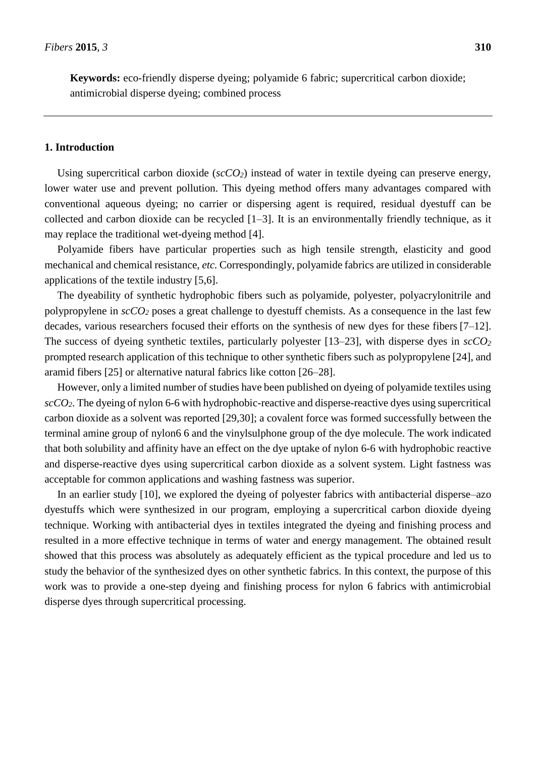**Keywords:** eco-friendly disperse dyeing; polyamide 6 fabric; supercritical carbon dioxide; antimicrobial disperse dyeing; combined process

## 1. Introduction

Using supercritical carbon dioxide (*$scCO_2$*) instead of water in textile dyeing can preserve energy, lower water use and prevent pollution. This dyeing method offers many advantages compared with conventional aqueous dyeing; no carrier or dispersing agent is required, residual dyestuff can be collected and carbon dioxide can be recycled [1–3]. It is an environmentally friendly technique, as it may replace the traditional wet-dyeing method [4].

Polyamide fibers have particular properties such as high tensile strength, elasticity and good mechanical and chemical resistance, *etc.* Correspondingly, polyamide fabrics are utilized in considerable applications of the textile industry [5,6].

The dyeability of synthetic hydrophobic fibers such as polyamide, polyester, polyacrylonitrile and polypropylene in *$scCO_2$* poses a great challenge to dyestuff chemists. As a consequence in the last few decades, various researchers focused their efforts on the synthesis of new dyes for these fibers [7–12]. The success of dyeing synthetic textiles, particularly polyester [13–23], with disperse dyes in *$scCO_2$* prompted research application of this technique to other synthetic fibers such as polypropylene [24], and aramid fibers [25] or alternative natural fabrics like cotton [26–28].

However, only a limited number of studies have been published on dyeing of polyamide textiles using *$scCO_2$*. The dyeing of nylon 6-6 with hydrophobic-reactive and disperse-reactive dyes using supercritical carbon dioxide as a solvent was reported [29,30]; a covalent force was formed successfully between the terminal amine group of nylon6 6 and the vinylsulphone group of the dye molecule. The work indicated that both solubility and affinity have an effect on the dye uptake of nylon 6-6 with hydrophobic reactive and disperse-reactive dyes using supercritical carbon dioxide as a solvent system. Light fastness was acceptable for common applications and washing fastness was superior.

In an earlier study [10], we explored the dyeing of polyester fabrics with antibacterial disperse–azo dyestuffs which were synthesized in our program, employing a supercritical carbon dioxide dyeing technique. Working with antibacterial dyes in textiles integrated the dyeing and finishing process and resulted in a more effective technique in terms of water and energy management. The obtained result showed that this process was absolutely as adequately efficient as the typical procedure and led us to study the behavior of the synthesized dyes on other synthetic fabrics. In this context, the purpose of this work was to provide a one-step dyeing and finishing process for nylon 6 fabrics with antimicrobial disperse dyes through supercritical processing.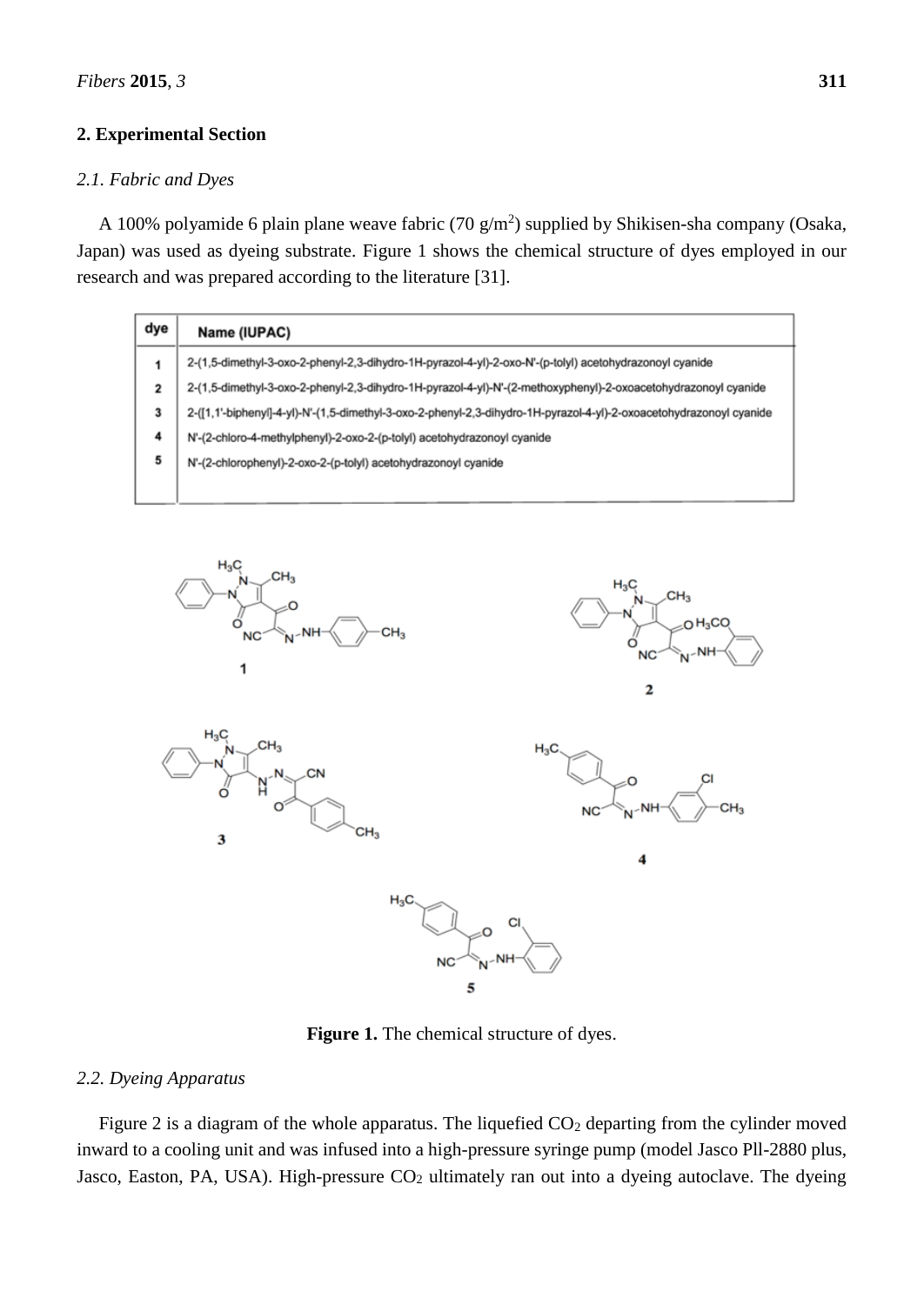## 2. Experimental Section

### 2.1. Fabric and Dyes

A 100% polyamide 6 plain plane weave fabric (70 g/m$^2$) supplied by Shikisen-sha company (Osaka, Japan) was used as dyeing substrate. Figure 1 shows the chemical structure of dyes employed in our research and was prepared according to the literature [31].

| dye | Name (IUPAC) |
|---|---|
| 1 | 2-(1,5-dimethyl-3-oxo-2-phenyl-2,3-dihydro-1H-pyrazol-4-yl)-2-oxo-N'-(p-tolyl) acetohydrazonoyl cyanide |
| 2 | 2-(1,5-dimethyl-3-oxo-2-phenyl-2,3-dihydro-1H-pyrazol-4-yl)-N'-(2-methoxyphenyl)-2-oxoacetohydrazonoyl cyanide |
| 3 | 2-([1,1'-biphenyl]-4-yl)-N'-(1,5-dimethyl-3-oxo-2-phenyl-2,3-dihydro-1H-pyrazol-4-yl)-2-oxoacetohydrazonoyl cyanide |
| 4 | N'-(2-chloro-4-methylphenyl)-2-oxo-2-(p-tolyl) acetohydrazonoyl cyanide |
| 5 | N'-(2-chlorophenyl)-2-oxo-2-(p-tolyl) acetohydrazonoyl cyanide |

**Figure 1.** The chemical structure of dyes.

### 2.2. Dyeing Apparatus

Figure 2 is a diagram of the whole apparatus. The liquefied $CO_2$ departing from the cylinder moved inward to a cooling unit and was infused into a high-pressure syringe pump (model Jasco Pll-2880 plus, Jasco, Easton, PA, USA). High-pressure $CO_2$ ultimately ran out into a dyeing autoclave. The dyeing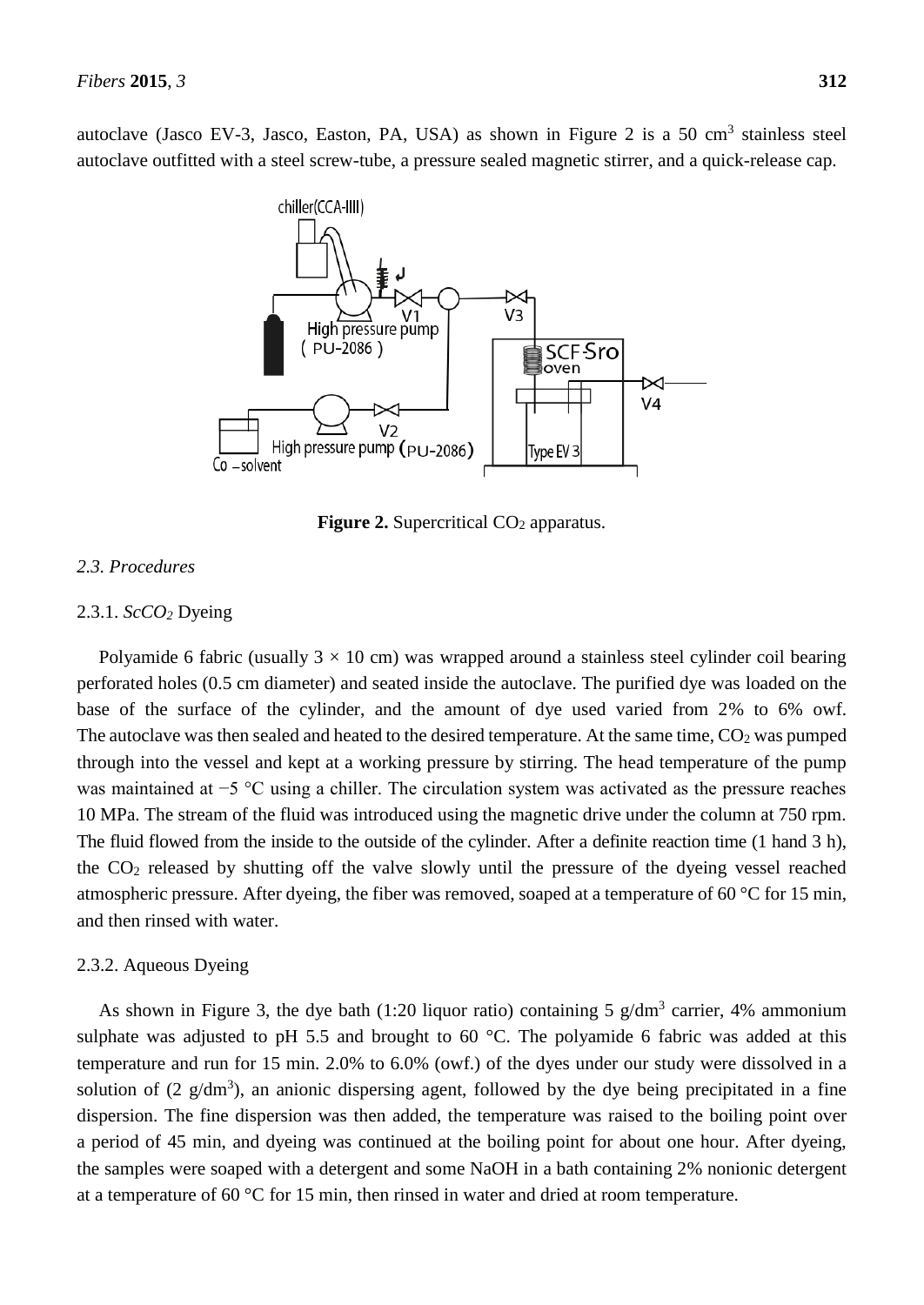autoclave (Jasco EV-3, Jasco, Easton, PA, USA) as shown in Figure 2 is a 50 cm$^3$ stainless steel autoclave outfitted with a steel screw-tube, a pressure sealed magnetic stirrer, and a quick-release cap.

**Figure 2.** Supercritical $CO_2$ apparatus.

### 2.3. Procedures

#### 2.3.1. *ScCO$_2$* Dyeing

Polyamide 6 fabric (usually 3 × 10 cm) was wrapped around a stainless steel cylinder coil bearing perforated holes (0.5 cm diameter) and seated inside the autoclave. The purified dye was loaded on the base of the surface of the cylinder, and the amount of dye used varied from 2% to 6% owf. The autoclave was then sealed and heated to the desired temperature. At the same time, $CO_2$ was pumped through into the vessel and kept at a working pressure by stirring. The head temperature of the pump was maintained at −5 °C using a chiller. The circulation system was activated as the pressure reaches 10 MPa. The stream of the fluid was introduced using the magnetic drive under the column at 750 rpm. The fluid flowed from the inside to the outside of the cylinder. After a definite reaction time (1 hand 3 h), the $CO_2$ released by shutting off the valve slowly until the pressure of the dyeing vessel reached atmospheric pressure. After dyeing, the fiber was removed, soaped at a temperature of 60 °C for 15 min, and then rinsed with water.

#### 2.3.2. Aqueous Dyeing

As shown in Figure 3, the dye bath (1:20 liquor ratio) containing 5 g/dm$^3$ carrier, 4% ammonium sulphate was adjusted to pH 5.5 and brought to 60 °C. The polyamide 6 fabric was added at this temperature and run for 15 min. 2.0% to 6.0% (owf.) of the dyes under our study were dissolved in a solution of (2 g/dm$^3$), an anionic dispersing agent, followed by the dye being precipitated in a fine dispersion. The fine dispersion was then added, the temperature was raised to the boiling point over a period of 45 min, and dyeing was continued at the boiling point for about one hour. After dyeing, the samples were soaped with a detergent and some NaOH in a bath containing 2% nonionic detergent at a temperature of 60 °C for 15 min, then rinsed in water and dried at room temperature.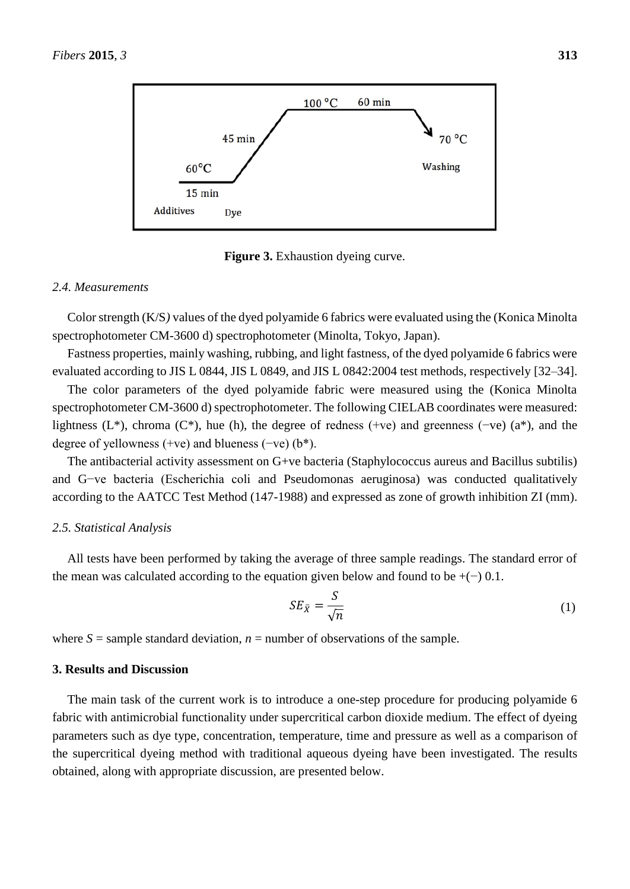**Figure 3.** Exhaustion dyeing curve.

### 2.4. Measurements

Color strength (K/S) values of the dyed polyamide 6 fabrics were evaluated using the (Konica Minolta spectrophotometer CM-3600 d) spectrophotometer (Minolta, Tokyo, Japan).

Fastness properties, mainly washing, rubbing, and light fastness, of the dyed polyamide 6 fabrics were evaluated according to JIS L 0844, JIS L 0849, and JIS L 0842:2004 test methods, respectively [32–34].

The color parameters of the dyed polyamide fabric were measured using the (Konica Minolta spectrophotometer CM-3600 d) spectrophotometer. The following CIELAB coordinates were measured: lightness (L*), chroma (C*), hue (h), the degree of redness (+ve) and greenness (−ve) (a*), and the degree of yellowness (+ve) and blueness (−ve) (b*).

The antibacterial activity assessment on G+ve bacteria (Staphylococcus aureus and Bacillus subtilis) and G−ve bacteria (Escherichia coli and Pseudomonas aeruginosa) was conducted qualitatively according to the AATCC Test Method (147-1988) and expressed as zone of growth inhibition ZI (mm).

### 2.5. Statistical Analysis

All tests have been performed by taking the average of three sample readings. The standard error of the mean was calculated according to the equation given below and found to be +(−) 0.1.

$$SE_{\bar{X}} = \frac{S}{\sqrt{n}} \quad (1)$$

where $S$ = sample standard deviation, $n$ = number of observations of the sample.

## 3. Results and Discussion

The main task of the current work is to introduce a one-step procedure for producing polyamide 6 fabric with antimicrobial functionality under supercritical carbon dioxide medium. The effect of dyeing parameters such as dye type, concentration, temperature, time and pressure as well as a comparison of the supercritical dyeing method with traditional aqueous dyeing have been investigated. The results obtained, along with appropriate discussion, are presented below.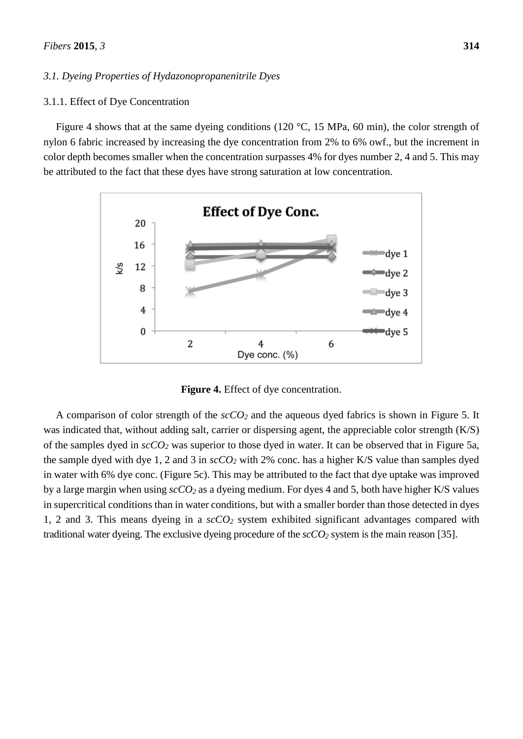### 3.1. Dyeing Properties of Hydazonopropanenitrile Dyes

#### 3.1.1. Effect of Dye Concentration

Figure 4 shows that at the same dyeing conditions (120 °C, 15 MPa, 60 min), the color strength of nylon 6 fabric increased by increasing the dye concentration from 2% to 6% owf., but the increment in color depth becomes smaller when the concentration surpasses 4% for dyes number 2, 4 and 5. This may be attributed to the fact that these dyes have strong saturation at low concentration.

**Figure 4.** Effect of dye concentration.

A comparison of color strength of the *$scCO_2$* and the aqueous dyed fabrics is shown in Figure 5. It was indicated that, without adding salt, carrier or dispersing agent, the appreciable color strength (K/S) of the samples dyed in *$scCO_2$* was superior to those dyed in water. It can be observed that in Figure 5a, the sample dyed with dye 1, 2 and 3 in *$scCO_2$* with 2% conc. has a higher K/S value than samples dyed in water with 6% dye conc. (Figure 5c). This may be attributed to the fact that dye uptake was improved by a large margin when using *$scCO_2$* as a dyeing medium. For dyes 4 and 5, both have higher K/S values in supercritical conditions than in water conditions, but with a smaller border than those detected in dyes 1, 2 and 3. This means dyeing in a *$scCO_2$* system exhibited significant advantages compared with traditional water dyeing. The exclusive dyeing procedure of the *$scCO_2$* system is the main reason [35].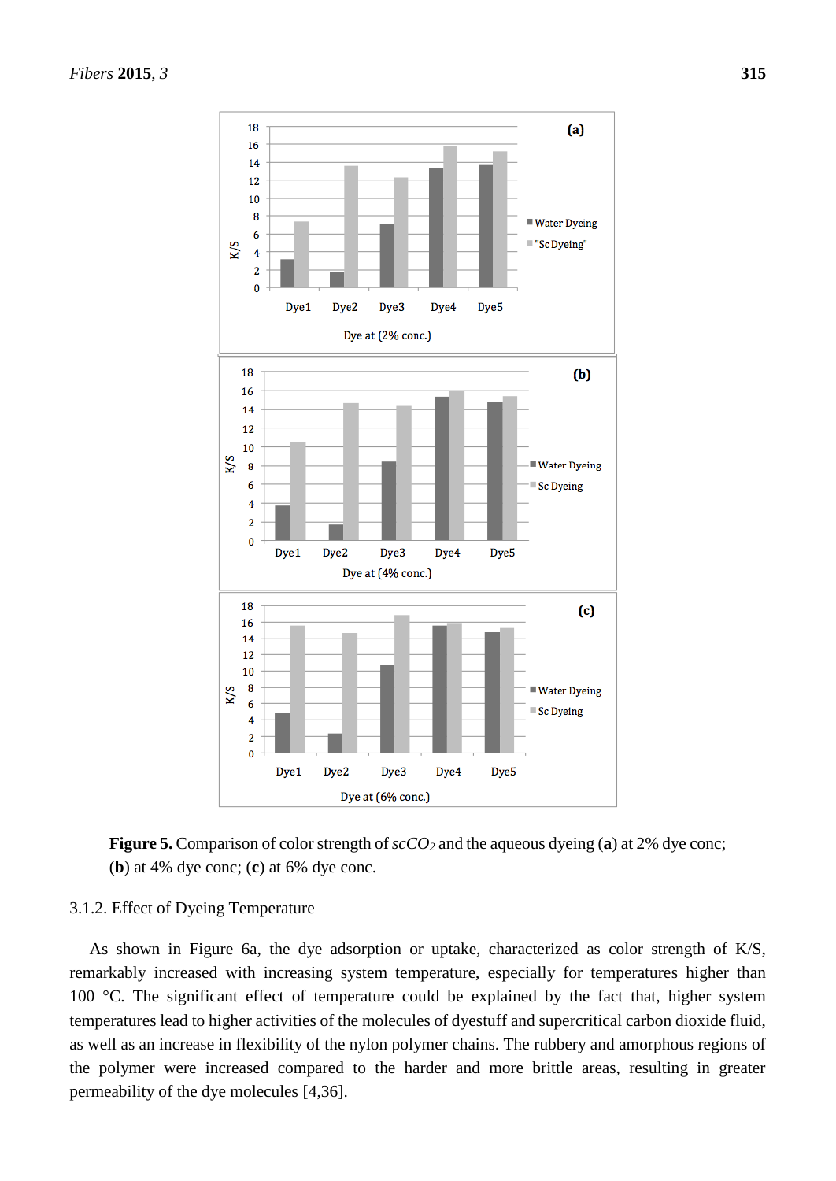**Figure 5.** Comparison of color strength of *sc*$CO_2$ and the aqueous dyeing (**a**) at 2% dye conc; (**b**) at 4% dye conc; (**c**) at 6% dye conc.

### 3.1.2. Effect of Dyeing Temperature

As shown in Figure 6a, the dye adsorption or uptake, characterized as color strength of K/S, remarkably increased with increasing system temperature, especially for temperatures higher than 100 °C. The significant effect of temperature could be explained by the fact that, higher system temperatures lead to higher activities of the molecules of dyestuff and supercritical carbon dioxide fluid, as well as an increase in flexibility of the nylon polymer chains. The rubbery and amorphous regions of the polymer were increased compared to the harder and more brittle areas, resulting in greater permeability of the dye molecules [4,36].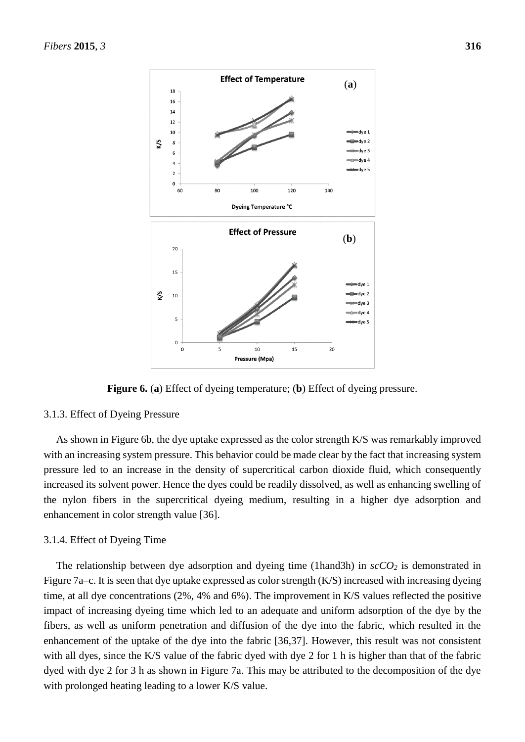**Figure 6.** (**a**) Effect of dyeing temperature; (**b**) Effect of dyeing pressure.

### 3.1.3. Effect of Dyeing Pressure

As shown in Figure 6b, the dye uptake expressed as the color strength K/S was remarkably improved with an increasing system pressure. This behavior could be made clear by the fact that increasing system pressure led to an increase in the density of supercritical carbon dioxide fluid, which consequently increased its solvent power. Hence the dyes could be readily dissolved, as well as enhancing swelling of the nylon fibers in the supercritical dyeing medium, resulting in a higher dye adsorption and enhancement in color strength value [36].

### 3.1.4. Effect of Dyeing Time

The relationship between dye adsorption and dyeing time (1hand3h) in *sc*$CO_2$ is demonstrated in Figure 7a–c. It is seen that dye uptake expressed as color strength (K/S) increased with increasing dyeing time, at all dye concentrations (2%, 4% and 6%). The improvement in K/S values reflected the positive impact of increasing dyeing time which led to an adequate and uniform adsorption of the dye by the fibers, as well as uniform penetration and diffusion of the dye into the fabric, which resulted in the enhancement of the uptake of the dye into the fabric [36,37]. However, this result was not consistent with all dyes, since the K/S value of the fabric dyed with dye 2 for 1 h is higher than that of the fabric dyed with dye 2 for 3 h as shown in Figure 7a. This may be attributed to the decomposition of the dye with prolonged heating leading to a lower K/S value.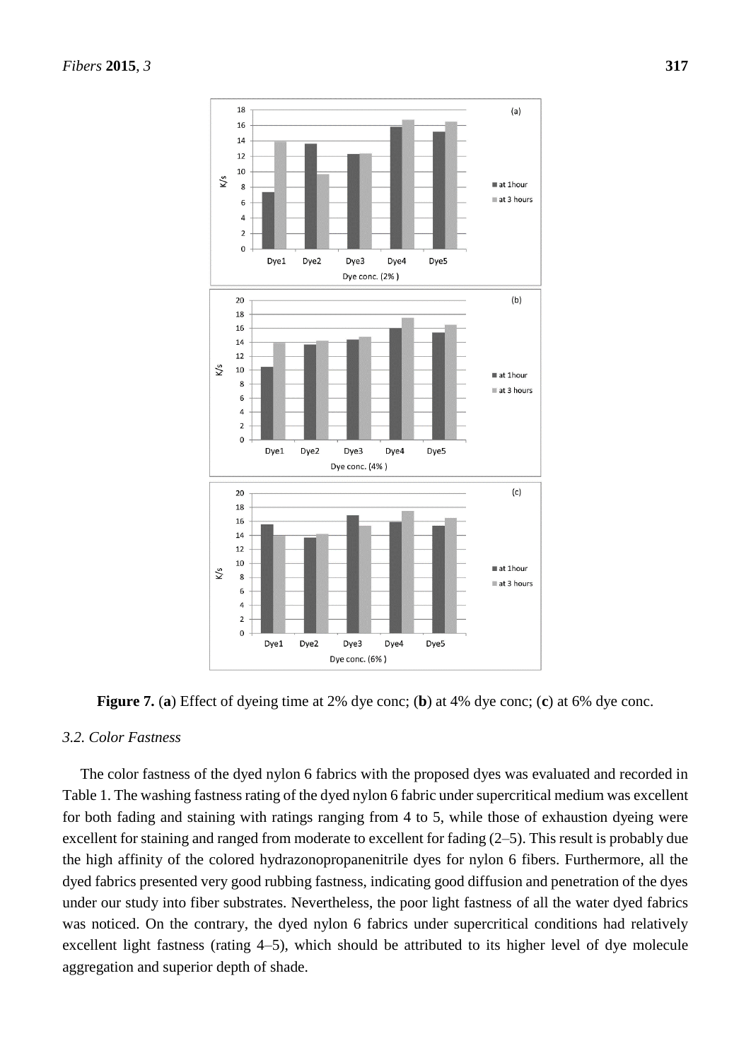**Figure 7.** (**a**) Effect of dyeing time at 2% dye conc; (**b**) at 4% dye conc; (**c**) at 6% dye conc.

### *3.2. Color Fastness*

The color fastness of the dyed nylon 6 fabrics with the proposed dyes was evaluated and recorded in Table 1. The washing fastness rating of the dyed nylon 6 fabric under supercritical medium was excellent for both fading and staining with ratings ranging from 4 to 5, while those of exhaustion dyeing were excellent for staining and ranged from moderate to excellent for fading (2–5). This result is probably due the high affinity of the colored hydrazonopropanenitrile dyes for nylon 6 fibers. Furthermore, all the dyed fabrics presented very good rubbing fastness, indicating good diffusion and penetration of the dyes under our study into fiber substrates. Nevertheless, the poor light fastness of all the water dyed fabrics was noticed. On the contrary, the dyed nylon 6 fabrics under supercritical conditions had relatively excellent light fastness (rating 4–5), which should be attributed to its higher level of dye molecule aggregation and superior depth of shade.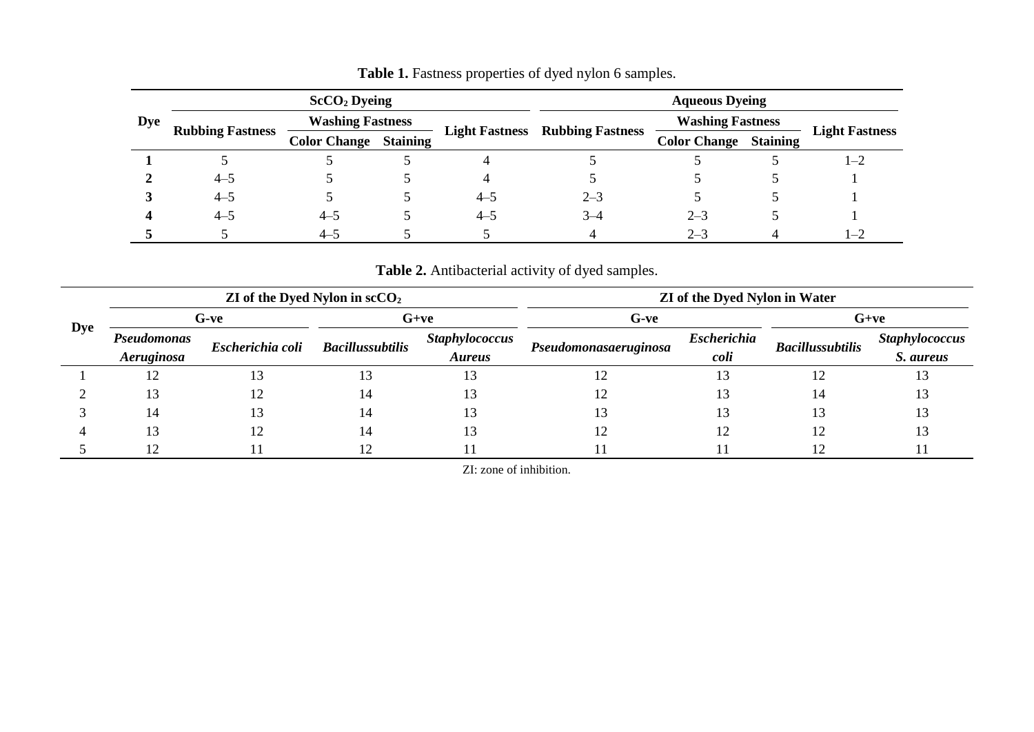**Table 1.** Fastness properties of dyed nylon 6 samples.

| Dye | $ScCO_2$ Dyeing | | | | Aqueous Dyeing | | | |
|---|---|---|---|---|---|---|---|---|
| | Rubbing Fastness | Washing Fastness | | Light Fastness | Rubbing Fastness | Washing Fastness | | Light Fastness |
| | | Color Change | Staining | | | Color Change | Staining | |
| **1** | 5 | 5 | 5 | 4 | 5 | 5 | 5 | 1–2 |
| **2** | 4–5 | 5 | 5 | 4 | 5 | 5 | 5 | 1 |
| **3** | 4–5 | 5 | 5 | 4–5 | 2–3 | 5 | 5 | 1 |
| **4** | 4–5 | 4–5 | 5 | 4–5 | 3–4 | 2–3 | 5 | 1 |
| **5** | 5 | 4–5 | 5 | 5 | 4 | 2–3 | 4 | 1–2 |

**Table 2.** Antibacterial activity of dyed samples.

| Dye | ZI of the Dyed Nylon in $scCO_2$ | | | | ZI of the Dyed Nylon in Water | | | |
|---|---|---|---|---|---|---|---|---|
| | G-ve | | G+ve | | G-ve | | G+ve | |
| | *Pseudomonas Aeruginosa* | *Escherichia coli* | *Bacillussubtilis* | *Staphylococcus Aureus* | *Pseudomonasaeruginosa* | *Escherichia coli* | *Bacillussubtilis* | *Staphylococcus S. aureus* |
| 1 | 12 | 13 | 13 | 13 | 12 | 13 | 12 | 13 |
| 2 | 13 | 12 | 14 | 13 | 12 | 13 | 14 | 13 |
| 3 | 14 | 13 | 14 | 13 | 13 | 13 | 13 | 13 |
| 4 | 13 | 12 | 14 | 13 | 12 | 12 | 12 | 13 |
| 5 | 12 | 11 | 12 | 11 | 11 | 11 | 12 | 11 |

ZI: zone of inhibition.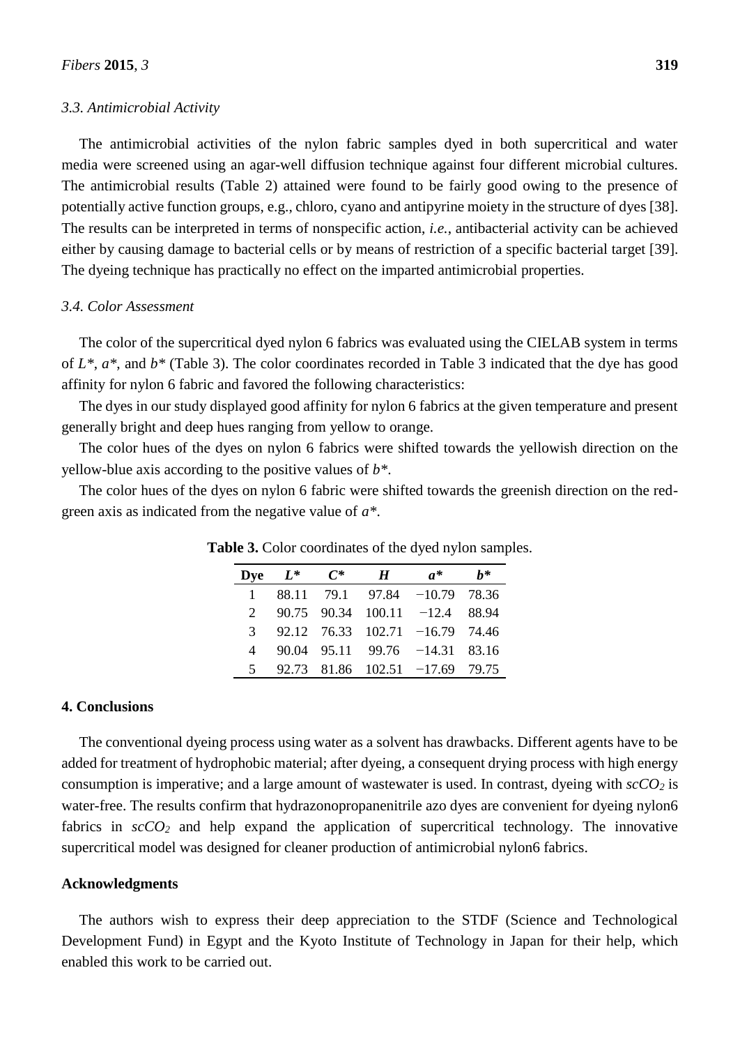### 3.3. Antimicrobial Activity

The antimicrobial activities of the nylon fabric samples dyed in both supercritical and water media were screened using an agar-well diffusion technique against four different microbial cultures. The antimicrobial results (Table 2) attained were found to be fairly good owing to the presence of potentially active function groups, e.g., chloro, cyano and antipyrine moiety in the structure of dyes [38]. The results can be interpreted in terms of nonspecific action, *i.e.*, antibacterial activity can be achieved either by causing damage to bacterial cells or by means of restriction of a specific bacterial target [39]. The dyeing technique has practically no effect on the imparted antimicrobial properties.

### 3.4. Color Assessment

The color of the supercritical dyed nylon 6 fabrics was evaluated using the CIELAB system in terms of $L^*$, $a^*$, and $b^*$ (Table 3). The color coordinates recorded in Table 3 indicated that the dye has good affinity for nylon 6 fabric and favored the following characteristics:

The dyes in our study displayed good affinity for nylon 6 fabrics at the given temperature and present generally bright and deep hues ranging from yellow to orange.

The color hues of the dyes on nylon 6 fabrics were shifted towards the yellowish direction on the yellow-blue axis according to the positive values of $b^*$.

The color hues of the dyes on nylon 6 fabric were shifted towards the greenish direction on the red-green axis as indicated from the negative value of $a^*$.

**Table 3.** Color coordinates of the dyed nylon samples.

| Dye | $L^*$ | $C^*$ | $H$ | $a^*$ | $b^*$ |
|---|---|---|---|---|---|
| 1 | 88.11 | 79.1 | 97.84 | −10.79 | 78.36 |
| 2 | 90.75 | 90.34 | 100.11 | −12.4 | 88.94 |
| 3 | 92.12 | 76.33 | 102.71 | −16.79 | 74.46 |
| 4 | 90.04 | 95.11 | 99.76 | −14.31 | 83.16 |
| 5 | 92.73 | 81.86 | 102.51 | −17.69 | 79.75 |

## 4. Conclusions

The conventional dyeing process using water as a solvent has drawbacks. Different agents have to be added for treatment of hydrophobic material; after dyeing, a consequent drying process with high energy consumption is imperative; and a large amount of wastewater is used. In contrast, dyeing with $scCO_2$ is water-free. The results confirm that hydrazonopropanenitrile azo dyes are convenient for dyeing nylon6 fabrics in $scCO_2$ and help expand the application of supercritical technology. The innovative supercritical model was designed for cleaner production of antimicrobial nylon6 fabrics.

## Acknowledgments

The authors wish to express their deep appreciation to the STDF (Science and Technological Development Fund) in Egypt and the Kyoto Institute of Technology in Japan for their help, which enabled this work to be carried out.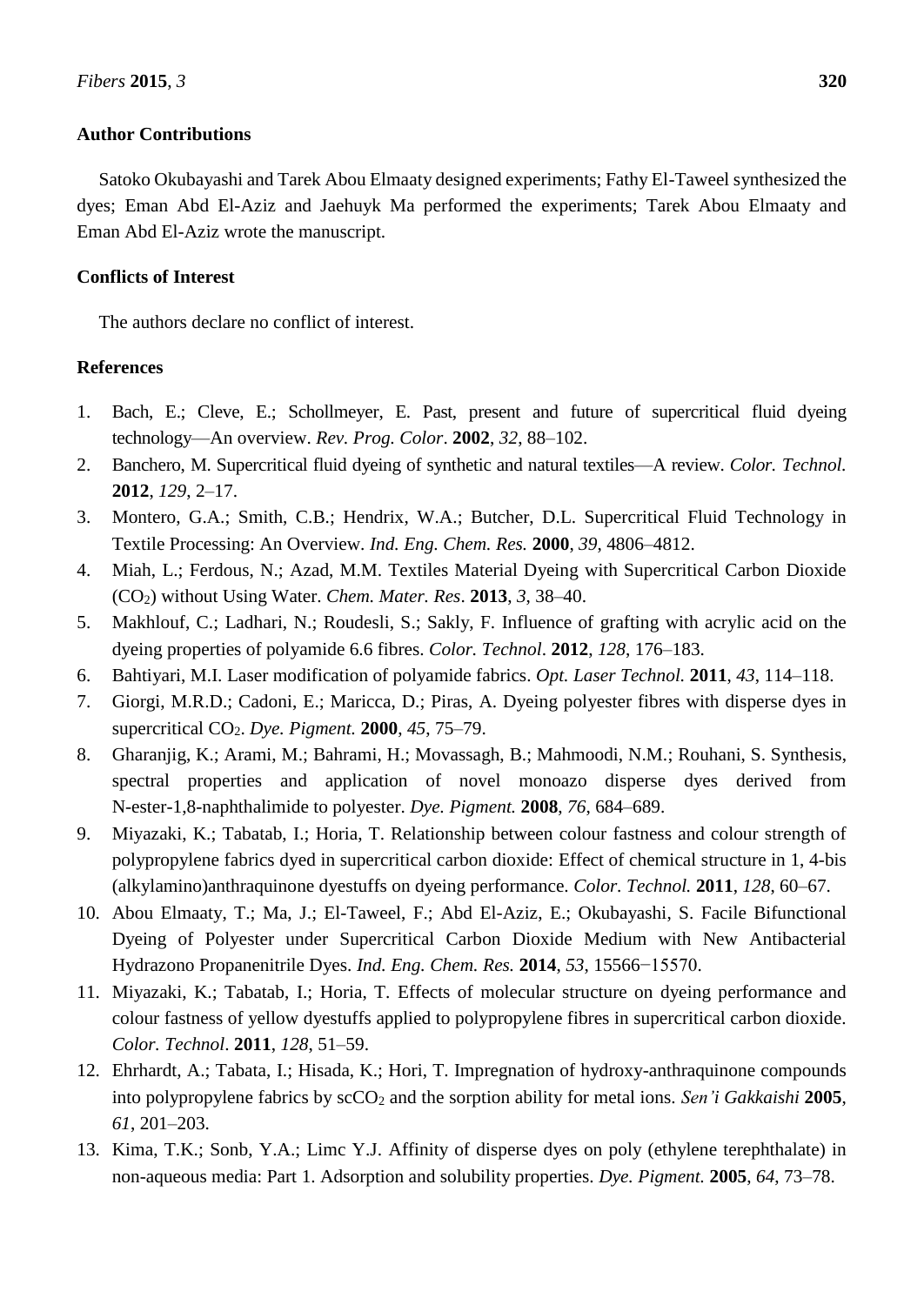## Author Contributions

Satoko Okubayashi and Tarek Abou Elmaaty designed experiments; Fathy El-Taweel synthesized the dyes; Eman Abd El-Aziz and Jaehuyk Ma performed the experiments; Tarek Abou Elmaaty and Eman Abd El-Aziz wrote the manuscript.

## Conflicts of Interest

The authors declare no conflict of interest.

## References

1. Bach, E.; Cleve, E.; Schollmeyer, E. Past, present and future of supercritical fluid dyeing technology—An overview. *Rev. Prog. Color*. **2002**, *32*, 88–102.
2. Banchero, M. Supercritical fluid dyeing of synthetic and natural textiles—A review. *Color. Technol.* **2012**, *129*, 2–17.
3. Montero, G.A.; Smith, C.B.; Hendrix, W.A.; Butcher, D.L. Supercritical Fluid Technology in Textile Processing: An Overview. *Ind. Eng. Chem. Res.* **2000**, *39*, 4806–4812.
4. Miah, L.; Ferdous, N.; Azad, M.M. Textiles Material Dyeing with Supercritical Carbon Dioxide ($CO_2$) without Using Water. *Chem. Mater. Res*. **2013**, *3*, 38–40.
5. Makhlouf, C.; Ladhari, N.; Roudesli, S.; Sakly, F. Influence of grafting with acrylic acid on the dyeing properties of polyamide 6.6 fibres. *Color. Technol*. **2012**, *128*, 176–183.
6. Bahtiyari, M.I. Laser modification of polyamide fabrics. *Opt. Laser Technol.* **2011**, *43*, 114–118.
7. Giorgi, M.R.D.; Cadoni, E.; Maricca, D.; Piras, A. Dyeing polyester fibres with disperse dyes in supercritical $CO_2$. *Dye. Pigment.* **2000**, *45*, 75–79.
8. Gharanjig, K.; Arami, M.; Bahrami, H.; Movassagh, B.; Mahmoodi, N.M.; Rouhani, S. Synthesis, spectral properties and application of novel monoazo disperse dyes derived from N-ester-1,8-naphthalimide to polyester. *Dye. Pigment.* **2008**, *76*, 684–689.
9. Miyazaki, K.; Tabatab, I.; Horia, T. Relationship between colour fastness and colour strength of polypropylene fabrics dyed in supercritical carbon dioxide: Effect of chemical structure in 1, 4-bis (alkylamino)anthraquinone dyestuffs on dyeing performance. *Color. Technol.* **2011**, *128*, 60–67.
10. Abou Elmaaty, T.; Ma, J.; El-Taweel, F.; Abd El-Aziz, E.; Okubayashi, S. Facile Bifunctional Dyeing of Polyester under Supercritical Carbon Dioxide Medium with New Antibacterial Hydrazono Propanenitrile Dyes. *Ind. Eng. Chem. Res.* **2014**, *53*, 15566−15570.
11. Miyazaki, K.; Tabatab, I.; Horia, T. Effects of molecular structure on dyeing performance and colour fastness of yellow dyestuffs applied to polypropylene fibres in supercritical carbon dioxide. *Color. Technol*. **2011**, *128*, 51–59.
12. Ehrhardt, A.; Tabata, I.; Hisada, K.; Hori, T. Impregnation of hydroxy-anthraquinone compounds into polypropylene fabrics by $scCO_2$ and the sorption ability for metal ions. *Sen'i Gakkaishi* **2005**, *61*, 201–203.
13. Kima, T.K.; Sonb, Y.A.; Limc Y.J. Affinity of disperse dyes on poly (ethylene terephthalate) in non-aqueous media: Part 1. Adsorption and solubility properties. *Dye. Pigment.* **2005**, *64*, 73–78.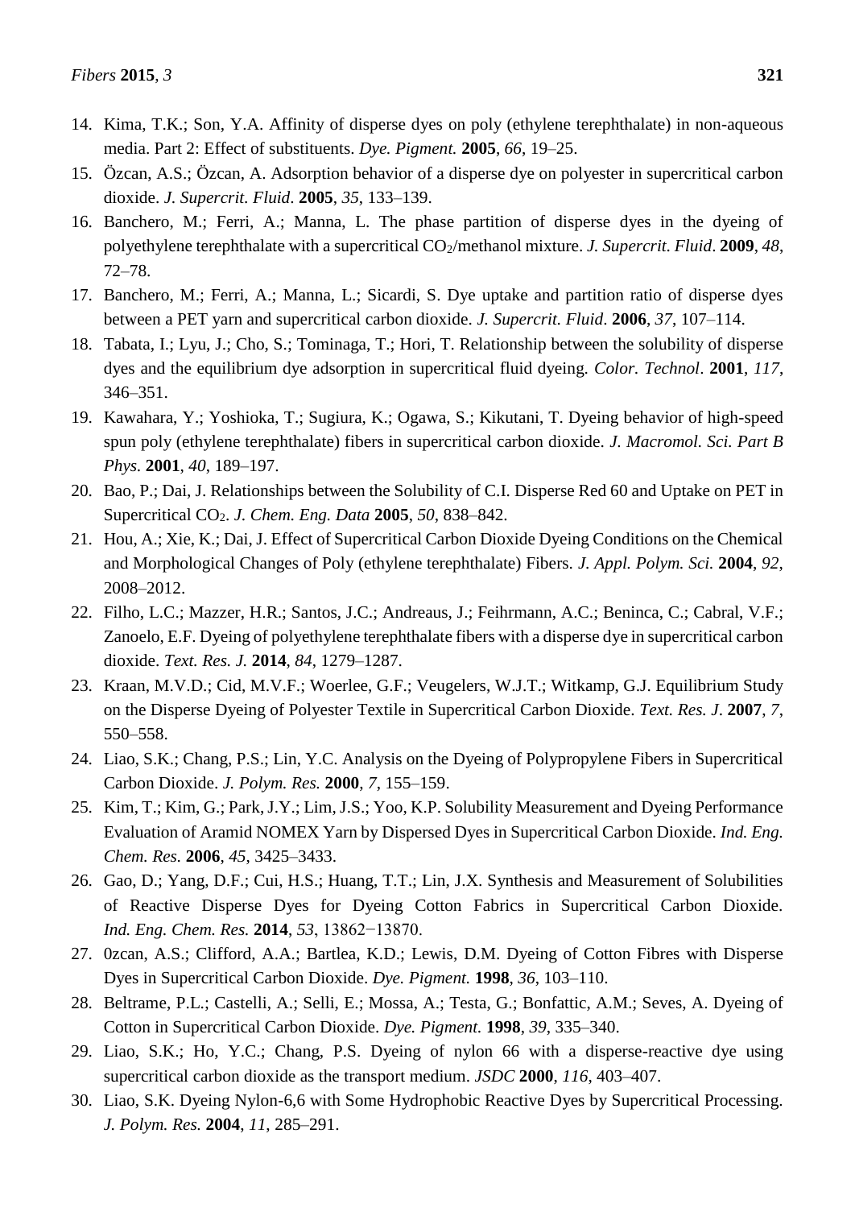14. Kima, T.K.; Son, Y.A. Affinity of disperse dyes on poly (ethylene terephthalate) in non-aqueous media. Part 2: Effect of substituents. *Dye. Pigment.* **2005**, *66*, 19–25.
15. Özcan, A.S.; Özcan, A. Adsorption behavior of a disperse dye on polyester in supercritical carbon dioxide. *J. Supercrit. Fluid*. **2005**, *35*, 133–139.
16. Banchero, M.; Ferri, A.; Manna, L. The phase partition of disperse dyes in the dyeing of polyethylene terephthalate with a supercritical $CO_2$/methanol mixture. *J. Supercrit. Fluid*. **2009**, *48*, 72–78.
17. Banchero, M.; Ferri, A.; Manna, L.; Sicardi, S. Dye uptake and partition ratio of disperse dyes between a PET yarn and supercritical carbon dioxide. *J. Supercrit. Fluid*. **2006**, *37*, 107–114.
18. Tabata, I.; Lyu, J.; Cho, S.; Tominaga, T.; Hori, T. Relationship between the solubility of disperse dyes and the equilibrium dye adsorption in supercritical fluid dyeing. *Color. Technol*. **2001**, *117*, 346–351.
19. Kawahara, Y.; Yoshioka, T.; Sugiura, K.; Ogawa, S.; Kikutani, T. Dyeing behavior of high-speed spun poly (ethylene terephthalate) fibers in supercritical carbon dioxide. *J. Macromol. Sci. Part B Phys.* **2001**, *40*, 189–197.
20. Bao, P.; Dai, J. Relationships between the Solubility of C.I. Disperse Red 60 and Uptake on PET in Supercritical $CO_2$. *J. Chem. Eng. Data* **2005**, *50*, 838–842.
21. Hou, A.; Xie, K.; Dai, J. Effect of Supercritical Carbon Dioxide Dyeing Conditions on the Chemical and Morphological Changes of Poly (ethylene terephthalate) Fibers. *J. Appl. Polym. Sci.* **2004**, *92*, 2008–2012.
22. Filho, L.C.; Mazzer, H.R.; Santos, J.C.; Andreaus, J.; Feihrmann, A.C.; Beninca, C.; Cabral, V.F.; Zanoelo, E.F. Dyeing of polyethylene terephthalate fibers with a disperse dye in supercritical carbon dioxide. *Text. Res. J.* **2014**, *84*, 1279–1287.
23. Kraan, M.V.D.; Cid, M.V.F.; Woerlee, G.F.; Veugelers, W.J.T.; Witkamp, G.J. Equilibrium Study on the Disperse Dyeing of Polyester Textile in Supercritical Carbon Dioxide. *Text. Res. J*. **2007**, *7*, 550–558.
24. Liao, S.K.; Chang, P.S.; Lin, Y.C. Analysis on the Dyeing of Polypropylene Fibers in Supercritical Carbon Dioxide. *J. Polym. Res.* **2000**, *7*, 155–159.
25. Kim, T.; Kim, G.; Park, J.Y.; Lim, J.S.; Yoo, K.P. Solubility Measurement and Dyeing Performance Evaluation of Aramid NOMEX Yarn by Dispersed Dyes in Supercritical Carbon Dioxide. *Ind. Eng. Chem. Res.* **2006**, *45*, 3425–3433.
26. Gao, D.; Yang, D.F.; Cui, H.S.; Huang, T.T.; Lin, J.X. Synthesis and Measurement of Solubilities of Reactive Disperse Dyes for Dyeing Cotton Fabrics in Supercritical Carbon Dioxide. *Ind. Eng. Chem. Res.* **2014**, *53*, 13862−13870.
27. 0zcan, A.S.; Clifford, A.A.; Bartlea, K.D.; Lewis, D.M. Dyeing of Cotton Fibres with Disperse Dyes in Supercritical Carbon Dioxide. *Dye. Pigment.* **1998**, *36*, 103–110.
28. Beltrame, P.L.; Castelli, A.; Selli, E.; Mossa, A.; Testa, G.; Bonfattic, A.M.; Seves, A. Dyeing of Cotton in Supercritical Carbon Dioxide. *Dye. Pigment.* **1998**, *39*, 335–340.
29. Liao, S.K.; Ho, Y.C.; Chang, P.S. Dyeing of nylon 66 with a disperse-reactive dye using supercritical carbon dioxide as the transport medium. *JSDC* **2000**, *116*, 403–407.
30. Liao, S.K. Dyeing Nylon-6,6 with Some Hydrophobic Reactive Dyes by Supercritical Processing. *J. Polym. Res.* **2004**, *11*, 285–291.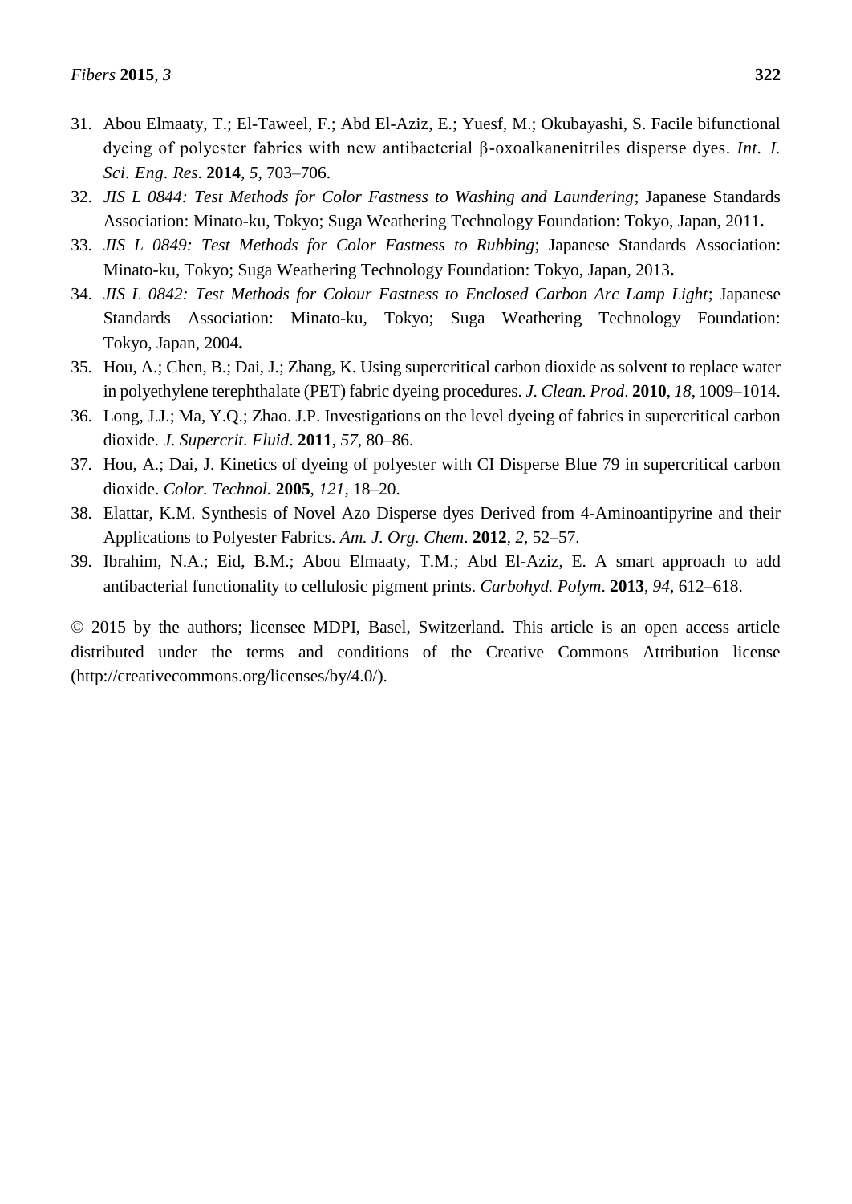31. Abou Elmaaty, T.; El-Taweel, F.; Abd El-Aziz, E.; Yuesf, M.; Okubayashi, S. Facile bifunctional dyeing of polyester fabrics with new antibacterial β-oxoalkanenitriles disperse dyes. *Int. J. Sci. Eng. Res*. **2014**, *5*, 703–706.
32. *JIS L 0844: Test Methods for Color Fastness to Washing and Laundering*; Japanese Standards Association: Minato-ku, Tokyo; Suga Weathering Technology Foundation: Tokyo, Japan, 2011**.**
33. *JIS L 0849: Test Methods for Color Fastness to Rubbing*; Japanese Standards Association: Minato-ku, Tokyo; Suga Weathering Technology Foundation: Tokyo, Japan, 2013**.**
34. *JIS L 0842: Test Methods for Colour Fastness to Enclosed Carbon Arc Lamp Light*; Japanese Standards Association: Minato-ku, Tokyo; Suga Weathering Technology Foundation: Tokyo, Japan, 2004**.**
35. Hou, A.; Chen, B.; Dai, J.; Zhang, K. Using supercritical carbon dioxide as solvent to replace water in polyethylene terephthalate (PET) fabric dyeing procedures. *J. Clean. Prod*. **2010**, *18*, 1009–1014.
36. Long, J.J.; Ma, Y.Q.; Zhao. J.P. Investigations on the level dyeing of fabrics in supercritical carbon dioxide*. J. Supercrit. Fluid*. **2011**, *57*, 80–86.
37. Hou, A.; Dai, J. Kinetics of dyeing of polyester with CI Disperse Blue 79 in supercritical carbon dioxide. *Color. Technol.* **2005**, *121*, 18–20.
38. Elattar, K.M. Synthesis of Novel Azo Disperse dyes Derived from 4-Aminoantipyrine and their Applications to Polyester Fabrics. *Am. J. Org. Chem*. **2012**, *2*, 52–57.
39. Ibrahim, N.A.; Eid, B.M.; Abou Elmaaty, T.M.; Abd El-Aziz, E. A smart approach to add antibacterial functionality to cellulosic pigment prints. *Carbohyd. Polym*. **2013**, *94*, 612–618.

© 2015 by the authors; licensee MDPI, Basel, Switzerland. This article is an open access article distributed under the terms and conditions of the Creative Commons Attribution license (http://creativecommons.org/licenses/by/4.0/).